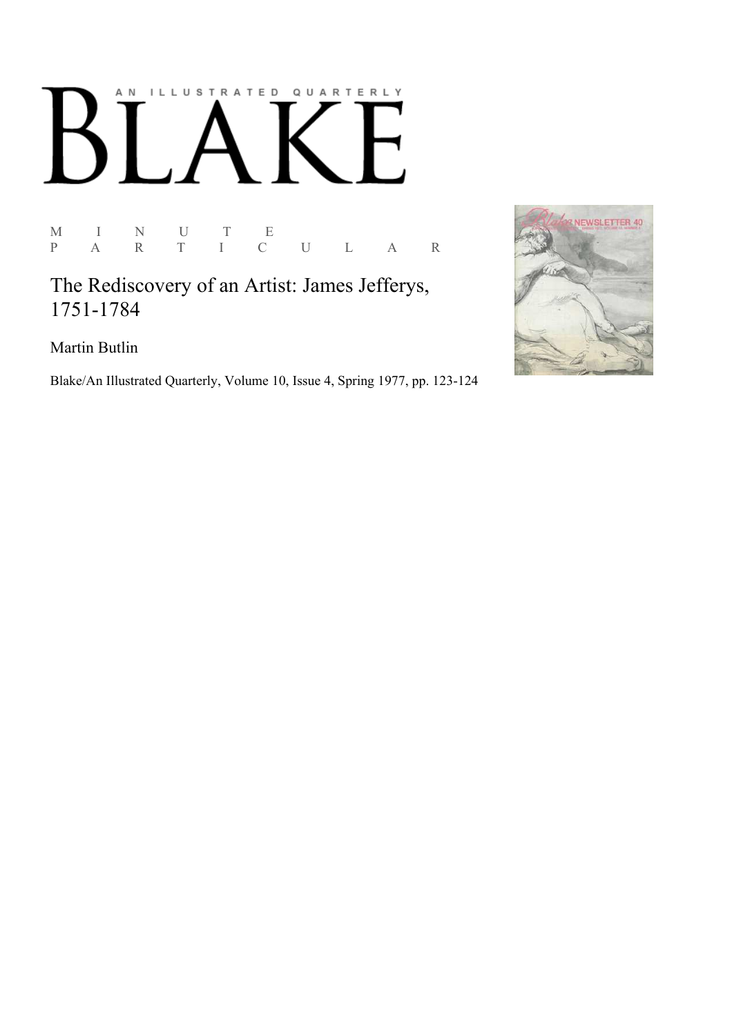AN ILLUSTRATED QUARTERLY

# BLAKE

M I N U T E P A R T I C U L A R

## The Rediscovery of an Artist: James Jefferys, 1751-1784

Martin Butlin

Blake/An Illustrated Quarterly, Volume 10, Issue 4, Spring 1977, pp. 123-124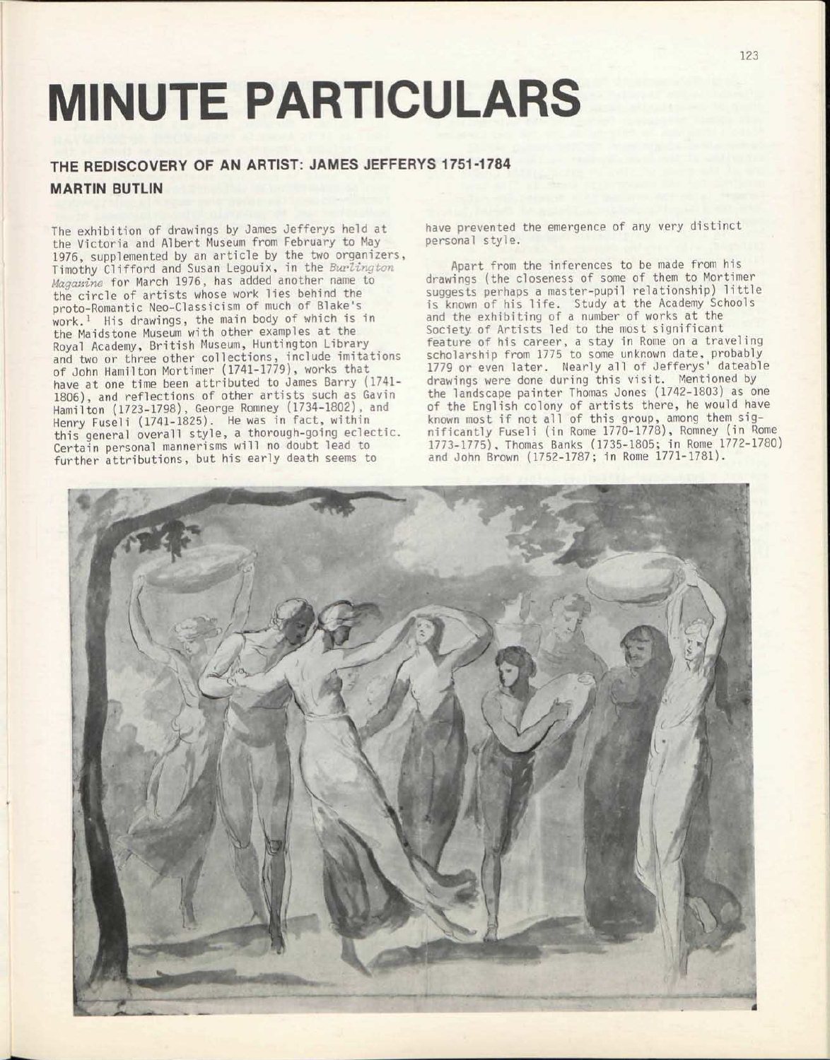# MINUTE PARTICULARS

## THE REDISCOVERY OF AN ARTIST: JAMES JEFFERYS 1751-1784

### MARTIN BUTLIN

The exhibition of drawings by James Jefferys held at the Victoria and Albert Museum from February to May 1976, supplemented by an article by the two organizers, Timothy Clifford and Susan Legouix, in the *Burlington Magazine* for March 1976, has added another name to the circle of artists whose work lies behind the proto-Romantic Neo-Classicism of much of Blake's work.[1] His drawings, the main body of which is in the Maidstone Museum with other examples at the Royal Academy, British Museum, Huntington Library and two or three other collections, include imitations of John Hamilton Mortimer (1741-1779), works that have at one time been attributed to James Barry (1741-1806), and reflections of other artists such as Gavin Hamilton (1723-1798), George Romney (1734-1802), and Henry Fuseli (1741-1825). He was in fact, within this general overall style, a thorough-going eclectic. Certain personal mannerisms will no doubt lead to further attributions, but his early death seems to have prevented the emergence of any very distinct personal style.

Apart from the inferences to be made from his drawings (the closeness of some of them to Mortimer suggests perhaps a master-pupil relationship) little is known of his life. Study at the Academy Schools and the exhibiting of a number of works at the Society of Artists led to the most significant feature of his career, a stay in Rome on a traveling scholarship from 1775 to some unknown date, probably 1779 or even later. Nearly all of Jefferys' dateable drawings were done during this visit. Mentioned by the landscape painter Thomas Jones (1742-1803) as one of the English colony of artists there, he would have known most if not all of this group, among them significantly Fuseli (in Rome 1770-1778), Romney (in Rome 1773-1775), Thomas Banks (1735-1805; in Rome 1772-1780) and John Brown (1752-1787; in Rome 1771-1781).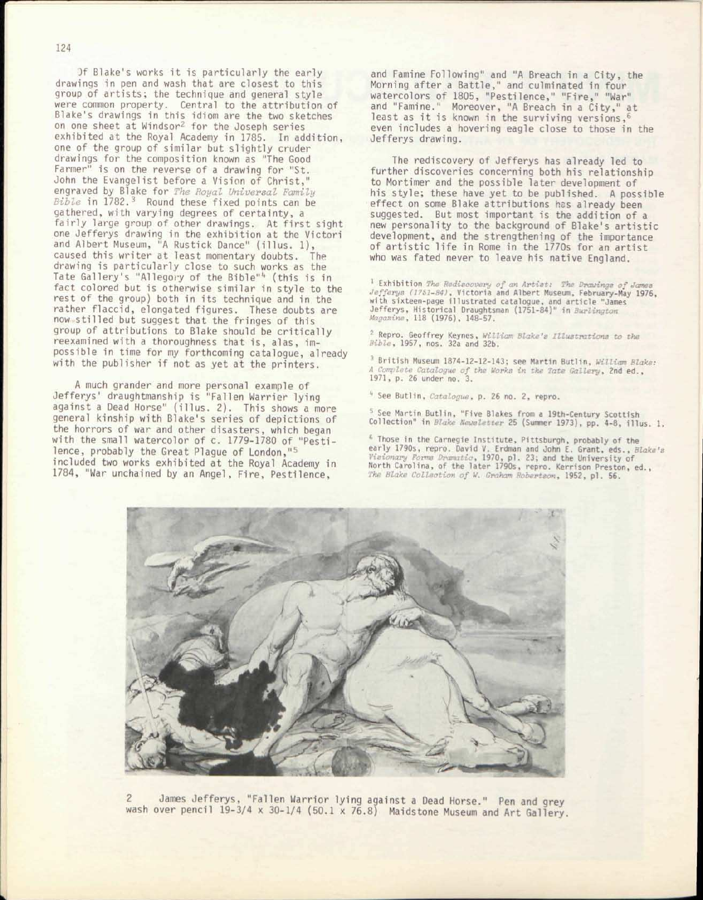Of Blake's works it is particularly the early drawings in pen and wash that are closest to this group of artists; the technique and general style were common property. Central to the attribution of Blake's drawings in this idiom are the two sketches on one sheet at Windsor[2] for the Joseph series exhibited at the Royal Academy in 1785. In addition, one of the group of similar but slightly cruder drawings for the composition known as "The Good Farmer" is on the reverse of a drawing for "St. John the Evangelist before a Vision of Christ," engraved by Blake for *The Royal Universal Family Bible* in 1782.[3] Round these fixed points can be gathered, with varying degrees of certainty, a fairly large group of other drawings. At first sight one Jefferys drawing in the exhibition at the Victori and Albert Museum, "A Rustick Dance" (illus. 1), caused this writer at least momentary doubts. The drawing is particularly close to such works as the Tate Gallery's "Allegory of the Bible"[4] (this is in fact colored but is otherwise similar in style to the rest of the group) both in its technique and in the rather flaccid, elongated figures. These doubts are now stilled but suggest that the fringes of this group of attributions to Blake should be critically reexamined with a thoroughness that is, alas, impossible in time for my forthcoming catalogue, already with the publisher if not as yet at the printers.

A much grander and more personal example of Jefferys' draughtmanship is "Fallen Warrier lying against a Dead Horse" (illus. 2). This shows a more general kinship with Blake's series of depictions of the horrors of war and other disasters, which began with the small watercolor of c. 1779-1780 of "Pestilence, probably the Great Plague of London,"[5] included two works exhibited at the Royal Academy in 1784, "War unchained by an Angel, Fire, Pestilence, and Famine Following" and "A Breach in a City, the Morning after a Battle," and culminated in four watercolors of 1805, "Pestilence," "Fire," "War" and "Famine." Moreover, "A Breach in a City," at least as it is known in the surviving versions,[6] even includes a hovering eagle close to those in the Jefferys drawing.

The rediscovery of Jefferys has already led to further discoveries concerning both his relationship to Mortimer and the possible later development of his style; these have yet to be published. A possible effect on some Blake attributions has already been suggested. But most important is the addition of a new personality to the background of Blake's artistic development, and the strengthening of the importance of artistic life in Rome in the 1770s for an artist who was fated never to leave his native England.

[1] Exhibition *The Rediscovery of an Artist: The Drawings of James Jefferys (1751-84)*, Victoria and Albert Museum, February-May 1976, with sixteen-page illustrated catalogue, and article "James Jefferys, Historical Draughtsman (1751-84)" in *Burlington Magazine*, 118 (1976), 148-57.

[2] Repro. Geoffrey Keynes, *William Blake's Illustrations to the Bible*, 1957, nos. 32a and 32b.

[3] British Museum 1874-12-12-143; see Martin Butlin, *William Blake: A Complete Catalogue of the Works in the Tate Gallery*, 2nd ed., 1971, p. 26 under no. 3.

[4] See Butlin, *Catalogue*, p. 26 no. 2, repro.

[5] See Martin Butlin, "Five Blakes from a 19th-Century Scottish Collection" in *Blake Newsletter* 25 (Summer 1973), pp. 4-8, illus. 1.

[6] Those in the Carnegie Institute, Pittsburgh, probably of the early 1790s, repro. David V. Erdman and John E. Grant, eds., *Blake's Visionary Forms Dramatic*, 1970, pl. 23; and the University of North Carolina, of the later 1790s, repro. Kerrison Preston, ed., *The Blake Collection of W. Graham Robertson*, 1952, pl. 56.

2 James Jefferys, "Fallen Warrior lying against a Dead Horse." Pen and grey wash over pencil 19-3/4 x 30-1/4 (50.1 x 76.8) Maidstone Museum and Art Gallery.